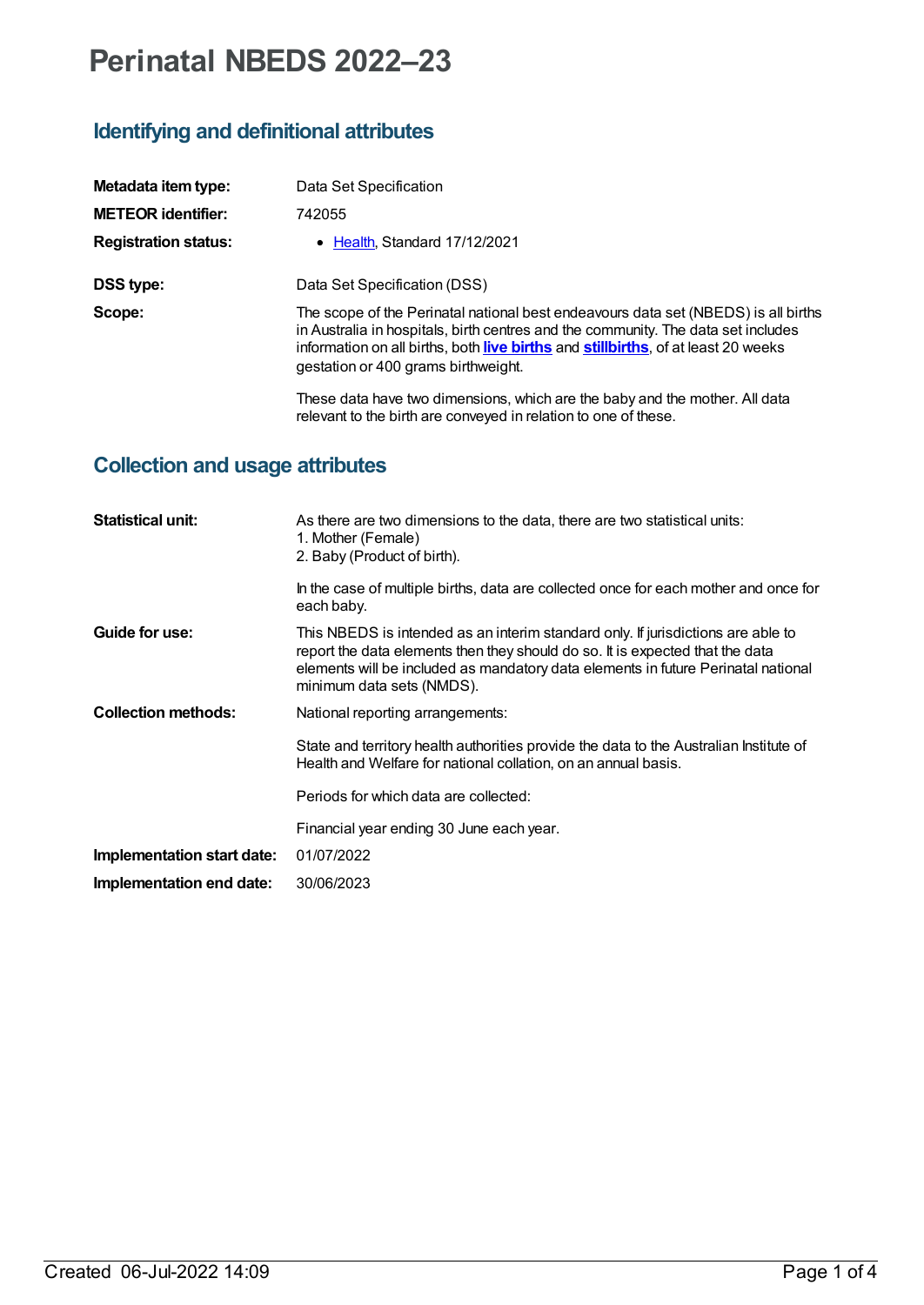# Perinatal NBEDS 2022–23

## Identifying and definitional attributes

| | |
|---|---|
| **Metadata item type:** | Data Set Specification |
| **METEOR identifier:** | 742055 |
| **Registration status:** | • Health, Standard 17/12/2021 |
| **DSS type:** | Data Set Specification (DSS) |
| **Scope:** | The scope of the Perinatal national best endeavours data set (NBEDS) is all births in Australia in hospitals, birth centres and the community. The data set includes information on all births, both **live births** and **stillbirths**, of at least 20 weeks gestation or 400 grams birthweight.<br><br>These data have two dimensions, which are the baby and the mother. All data relevant to the birth are conveyed in relation to one of these. |

## Collection and usage attributes

| | |
|---|---|
| **Statistical unit:** | As there are two dimensions to the data, there are two statistical units:<br>1. Mother (Female)<br>2. Baby (Product of birth).<br><br>In the case of multiple births, data are collected once for each mother and once for each baby. |
| **Guide for use:** | This NBEDS is intended as an interim standard only. If jurisdictions are able to report the data elements then they should do so. It is expected that the data elements will be included as mandatory data elements in future Perinatal national minimum data sets (NMDS). |
| **Collection methods:** | National reporting arrangements:<br><br>State and territory health authorities provide the data to the Australian Institute of Health and Welfare for national collation, on an annual basis.<br><br>Periods for which data are collected:<br><br>Financial year ending 30 June each year. |
| **Implementation start date:** | 01/07/2022 |
| **Implementation end date:** | 30/06/2023 |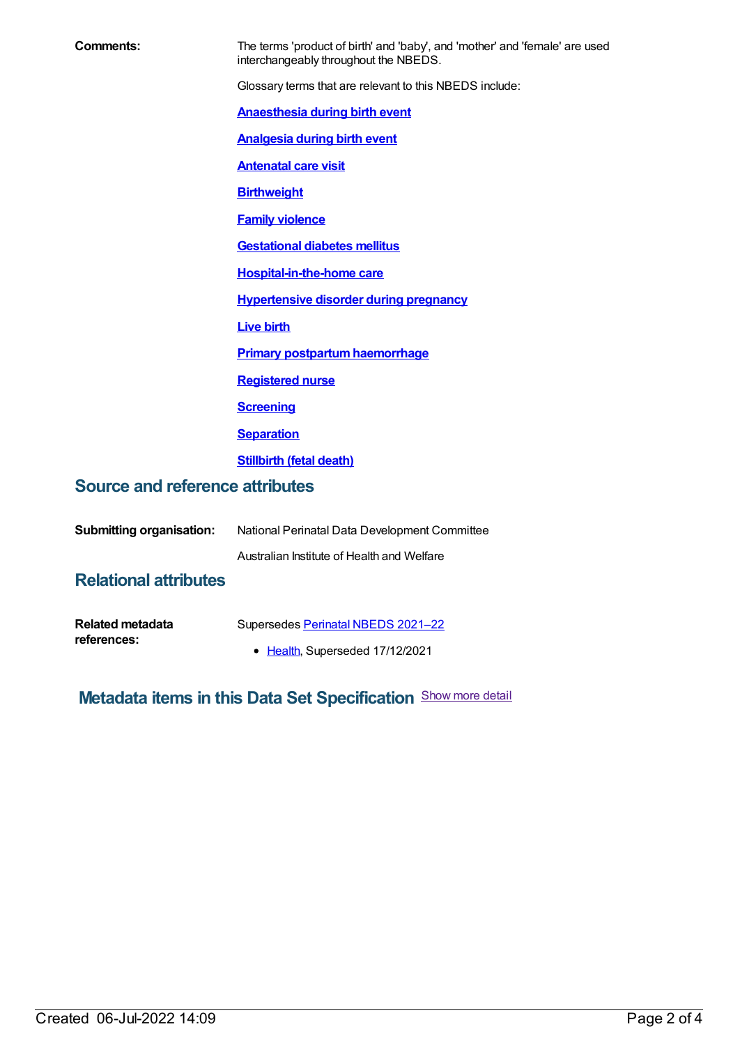**Comments:** The terms 'product of birth' and 'baby', and 'mother' and 'female' are used interchangeably throughout the NBEDS.

Glossary terms that are relevant to this NBEDS include:

**Anaesthesia during birth event**

**Analgesia during birth event**

**Antenatal care visit**

**Birthweight**

**Family violence**

**Gestational diabetes mellitus**

**Hospital-in-the-home care**

**Hypertensive disorder during pregnancy**

**Live birth**

**Primary postpartum haemorrhage**

**Registered nurse**

**Screening**

**Separation**

**Stillbirth (fetal death)**

## Source and reference attributes

**Submitting organisation:** National Perinatal Data Development Committee

Australian Institute of Health and Welfare

## Relational attributes

**Related metadata references:** Supersedes Perinatal NBEDS 2021–22

- Health, Superseded 17/12/2021

## Metadata items in this Data Set Specification

Show more detail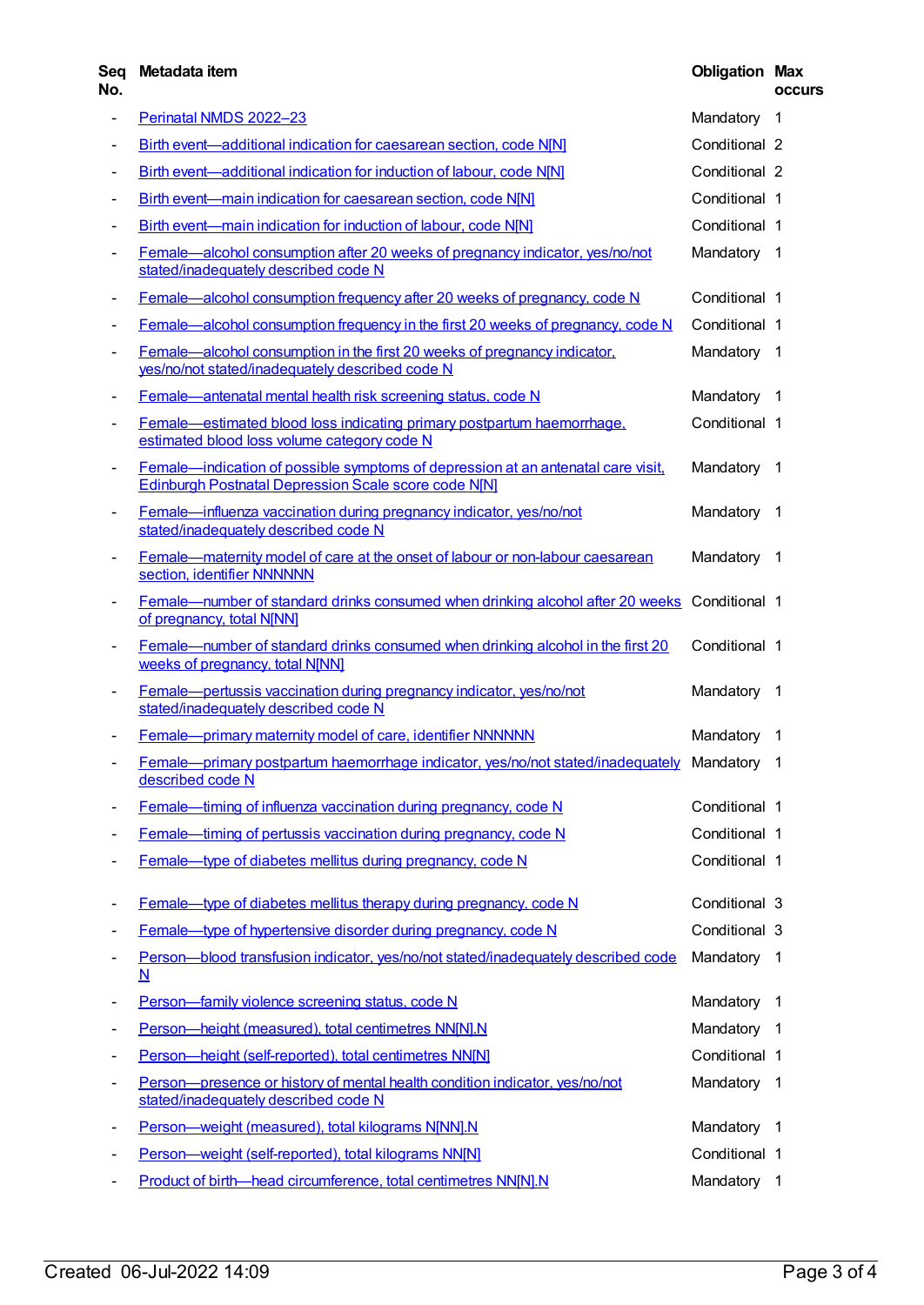| Seq No. | Metadata item | Obligation | Max occurs |
|---|---|---|---|
| - | Perinatal NMDS 2022–23 | Mandatory | 1 |
| - | Birth event—additional indication for caesarean section, code N[N] | Conditional | 2 |
| - | Birth event—additional indication for induction of labour, code N[N] | Conditional | 2 |
| - | Birth event—main indication for caesarean section, code N[N] | Conditional | 1 |
| - | Birth event—main indication for induction of labour, code N[N] | Conditional | 1 |
| - | Female—alcohol consumption after 20 weeks of pregnancy indicator, yes/no/not stated/inadequately described code N | Mandatory | 1 |
| - | Female—alcohol consumption frequency after 20 weeks of pregnancy, code N | Conditional | 1 |
| - | Female—alcohol consumption frequency in the first 20 weeks of pregnancy, code N | Conditional | 1 |
| - | Female—alcohol consumption in the first 20 weeks of pregnancy indicator, yes/no/not stated/inadequately described code N | Mandatory | 1 |
| - | Female—antenatal mental health risk screening status, code N | Mandatory | 1 |
| - | Female—estimated blood loss indicating primary postpartum haemorrhage, estimated blood loss volume category code N | Conditional | 1 |
| - | Female—indication of possible symptoms of depression at an antenatal care visit, Edinburgh Postnatal Depression Scale score code N[N] | Mandatory | 1 |
| - | Female—influenza vaccination during pregnancy indicator, yes/no/not stated/inadequately described code N | Mandatory | 1 |
| - | Female—maternity model of care at the onset of labour or non-labour caesarean section, identifier NNNNNN | Mandatory | 1 |
| - | Female—number of standard drinks consumed when drinking alcohol after 20 weeks of pregnancy, total N[NN] | Conditional | 1 |
| - | Female—number of standard drinks consumed when drinking alcohol in the first 20 weeks of pregnancy, total N[NN] | Conditional | 1 |
| - | Female—pertussis vaccination during pregnancy indicator, yes/no/not stated/inadequately described code N | Mandatory | 1 |
| - | Female—primary maternity model of care, identifier NNNNNN | Mandatory | 1 |
| - | Female—primary postpartum haemorrhage indicator, yes/no/not stated/inadequately described code N | Mandatory | 1 |
| - | Female—timing of influenza vaccination during pregnancy, code N | Conditional | 1 |
| - | Female—timing of pertussis vaccination during pregnancy, code N | Conditional | 1 |
| - | Female—type of diabetes mellitus during pregnancy, code N | Conditional | 1 |
| - | Female—type of diabetes mellitus therapy during pregnancy, code N | Conditional | 3 |
| - | Female—type of hypertensive disorder during pregnancy, code N | Conditional | 3 |
| - | Person—blood transfusion indicator, yes/no/not stated/inadequately described code N | Mandatory | 1 |
| - | Person—family violence screening status, code N | Mandatory | 1 |
| - | Person—height (measured), total centimetres NN[N].N | Mandatory | 1 |
| - | Person—height (self-reported), total centimetres NN[N] | Conditional | 1 |
| - | Person—presence or history of mental health condition indicator, yes/no/not stated/inadequately described code N | Mandatory | 1 |
| - | Person—weight (measured), total kilograms N[NN].N | Mandatory | 1 |
| - | Person—weight (self-reported), total kilograms NN[N] | Conditional | 1 |
| - | Product of birth—head circumference, total centimetres NN[N].N | Mandatory | 1 |